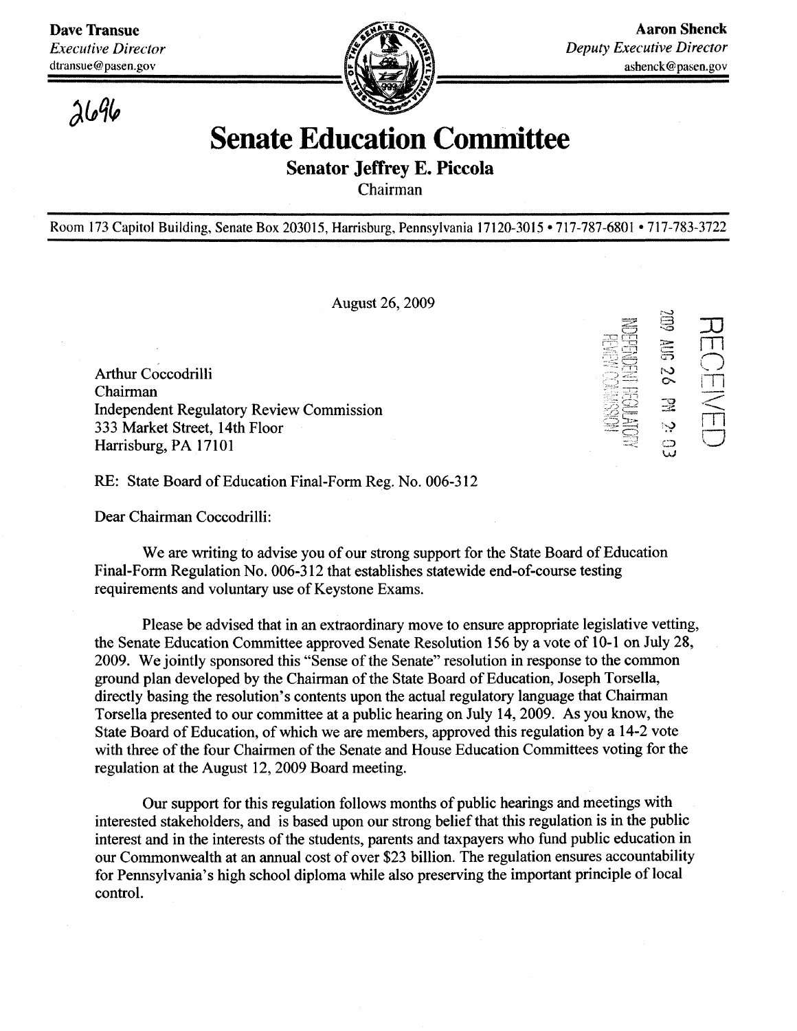**Dave Transue**
*Executive Director*
dtransue@pasen.gov

**Aaron Shenck**
*Deputy Executive Director*
ashenck@pasen.gov

2696

# Senate Education Committee

**Senator Jeffrey E. Piccola**
Chairman

Room 173 Capitol Building, Senate Box 203015, Harrisburg, Pennsylvania 17120-3015 • 717-787-6801 • 717-783-3722

August 26, 2009

RECEIVED
2009 AUG 26 PM 2:03
INDEPENDENT REGULATORY REVIEW COMMISSION

Arthur Coccodrilli
Chairman
Independent Regulatory Review Commission
333 Market Street, 14th Floor
Harrisburg, PA 17101

RE: State Board of Education Final-Form Reg. No. 006-312

Dear Chairman Coccodrilli:

We are writing to advise you of our strong support for the State Board of Education Final-Form Regulation No. 006-312 that establishes statewide end-of-course testing requirements and voluntary use of Keystone Exams.

Please be advised that in an extraordinary move to ensure appropriate legislative vetting, the Senate Education Committee approved Senate Resolution 156 by a vote of 10-1 on July 28, 2009. We jointly sponsored this "Sense of the Senate" resolution in response to the common ground plan developed by the Chairman of the State Board of Education, Joseph Torsella, directly basing the resolution's contents upon the actual regulatory language that Chairman Torsella presented to our committee at a public hearing on July 14, 2009. As you know, the State Board of Education, of which we are members, approved this regulation by a 14-2 vote with three of the four Chairmen of the Senate and House Education Committees voting for the regulation at the August 12, 2009 Board meeting.

Our support for this regulation follows months of public hearings and meetings with interested stakeholders, and is based upon our strong belief that this regulation is in the public interest and in the interests of the students, parents and taxpayers who fund public education in our Commonwealth at an annual cost of over $23 billion. The regulation ensures accountability for Pennsylvania's high school diploma while also preserving the important principle of local control.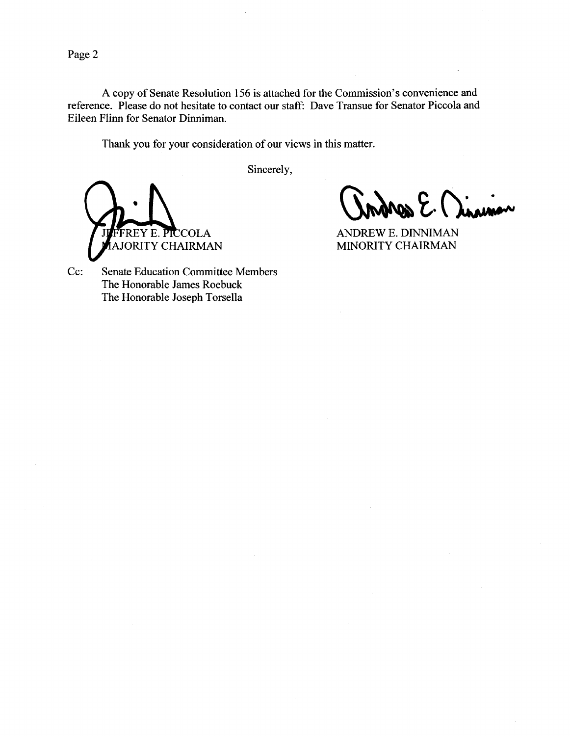A copy of Senate Resolution 156 is attached for the Commission's convenience and reference. Please do not hesitate to contact our staff: Dave Transue for Senator Piccola and Eileen Flinn for Senator Dinniman.

Thank you for your consideration of our views in this matter.

Sincerely,

JEFFREY E. PICCOLA
MAJORITY CHAIRMAN

ANDREW E. DINNIMAN
MINORITY CHAIRMAN

Cc: Senate Education Committee Members
The Honorable James Roebuck
The Honorable Joseph Torsella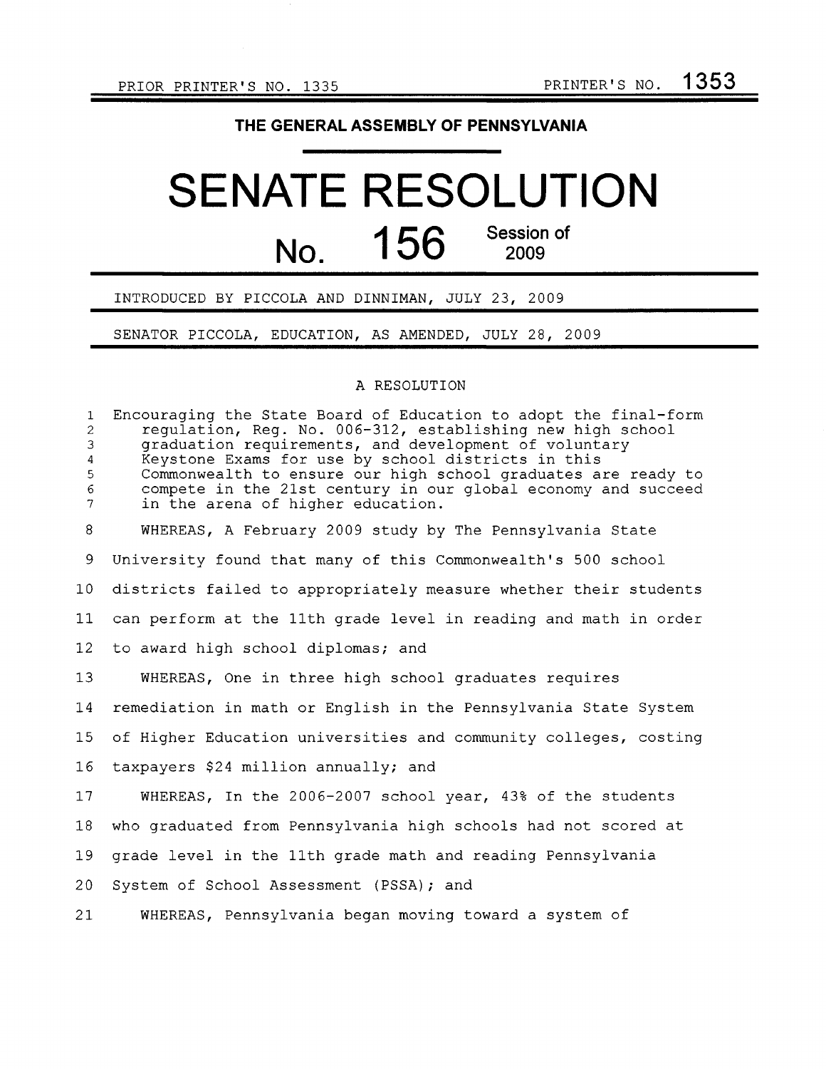PRIOR PRINTER'S NO. 1335 PRINTER'S NO. 1353

# THE GENERAL ASSEMBLY OF PENNSYLVANIA

# SENATE RESOLUTION

## No. 156 Session of 2009

INTRODUCED BY PICCOLA AND DINNIMAN, JULY 23, 2009

SENATOR PICCOLA, EDUCATION, AS AMENDED, JULY 28, 2009

A RESOLUTION

1 Encouraging the State Board of Education to adopt the final-form
2 regulation, Reg. No. 006-312, establishing new high school
3 graduation requirements, and development of voluntary
4 Keystone Exams for use by school districts in this
5 Commonwealth to ensure our high school graduates are ready to
6 compete in the 21st century in our global economy and succeed
7 in the arena of higher education.

8 WHEREAS, A February 2009 study by The Pennsylvania State
9 University found that many of this Commonwealth's 500 school
10 districts failed to appropriately measure whether their students
11 can perform at the 11th grade level in reading and math in order
12 to award high school diplomas; and

13 WHEREAS, One in three high school graduates requires
14 remediation in math or English in the Pennsylvania State System
15 of Higher Education universities and community colleges, costing
16 taxpayers $24 million annually; and

17 WHEREAS, In the 2006-2007 school year, 43% of the students
18 who graduated from Pennsylvania high schools had not scored at
19 grade level in the 11th grade math and reading Pennsylvania
20 System of School Assessment (PSSA); and

21 WHEREAS, Pennsylvania began moving toward a system of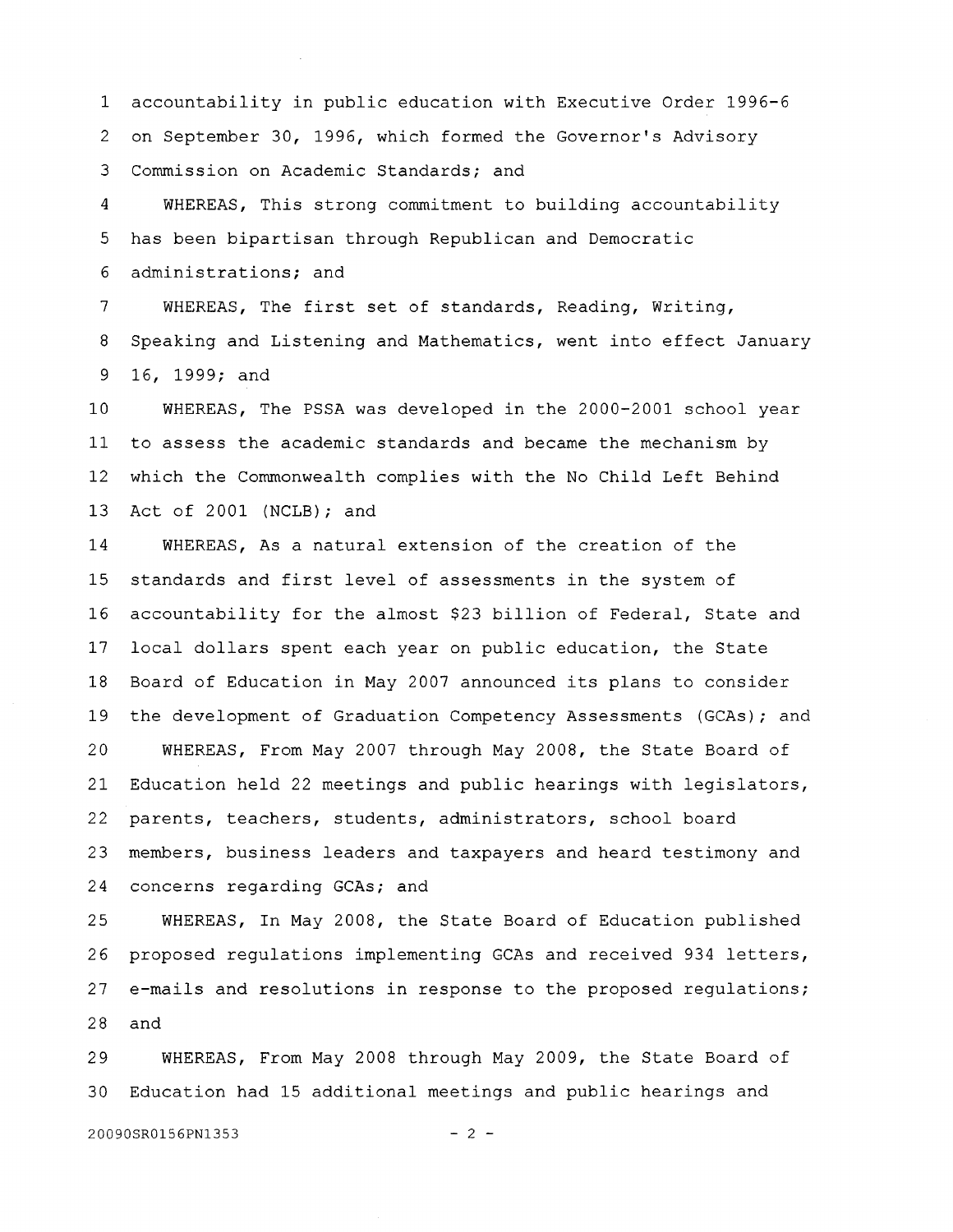accountability in public education with Executive Order 1996-6 on September 30, 1996, which formed the Governor's Advisory Commission on Academic Standards; and

WHEREAS, This strong commitment to building accountability has been bipartisan through Republican and Democratic administrations; and

WHEREAS, The first set of standards, Reading, Writing, Speaking and Listening and Mathematics, went into effect January 16, 1999; and

WHEREAS, The PSSA was developed in the 2000-2001 school year to assess the academic standards and became the mechanism by which the Commonwealth complies with the No Child Left Behind Act of 2001 (NCLB); and

WHEREAS, As a natural extension of the creation of the standards and first level of assessments in the system of accountability for the almost $23 billion of Federal, State and local dollars spent each year on public education, the State Board of Education in May 2007 announced its plans to consider the development of Graduation Competency Assessments (GCAs); and

WHEREAS, From May 2007 through May 2008, the State Board of Education held 22 meetings and public hearings with legislators, parents, teachers, students, administrators, school board members, business leaders and taxpayers and heard testimony and concerns regarding GCAs; and

WHEREAS, In May 2008, the State Board of Education published proposed regulations implementing GCAs and received 934 letters, e-mails and resolutions in response to the proposed regulations; and

WHEREAS, From May 2008 through May 2009, the State Board of Education had 15 additional meetings and public hearings and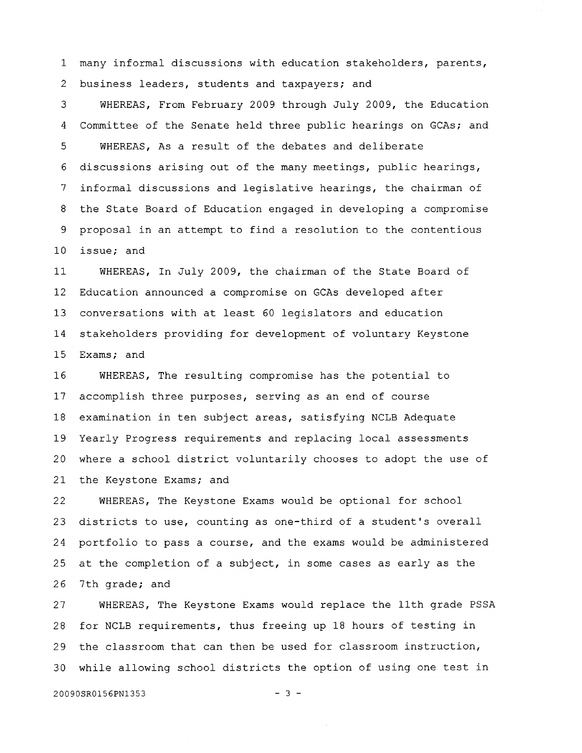many informal discussions with education stakeholders, parents, business leaders, students and taxpayers; and

WHEREAS, From February 2009 through July 2009, the Education Committee of the Senate held three public hearings on GCAs; and

WHEREAS, As a result of the debates and deliberate discussions arising out of the many meetings, public hearings, informal discussions and legislative hearings, the chairman of the State Board of Education engaged in developing a compromise proposal in an attempt to find a resolution to the contentious issue; and

WHEREAS, In July 2009, the chairman of the State Board of Education announced a compromise on GCAs developed after conversations with at least 60 legislators and education stakeholders providing for development of voluntary Keystone Exams; and

WHEREAS, The resulting compromise has the potential to accomplish three purposes, serving as an end of course examination in ten subject areas, satisfying NCLB Adequate Yearly Progress requirements and replacing local assessments where a school district voluntarily chooses to adopt the use of the Keystone Exams; and

WHEREAS, The Keystone Exams would be optional for school districts to use, counting as one-third of a student's overall portfolio to pass a course, and the exams would be administered at the completion of a subject, in some cases as early as the 7th grade; and

WHEREAS, The Keystone Exams would replace the 11th grade PSSA for NCLB requirements, thus freeing up 18 hours of testing in the classroom that can then be used for classroom instruction, while allowing school districts the option of using one test in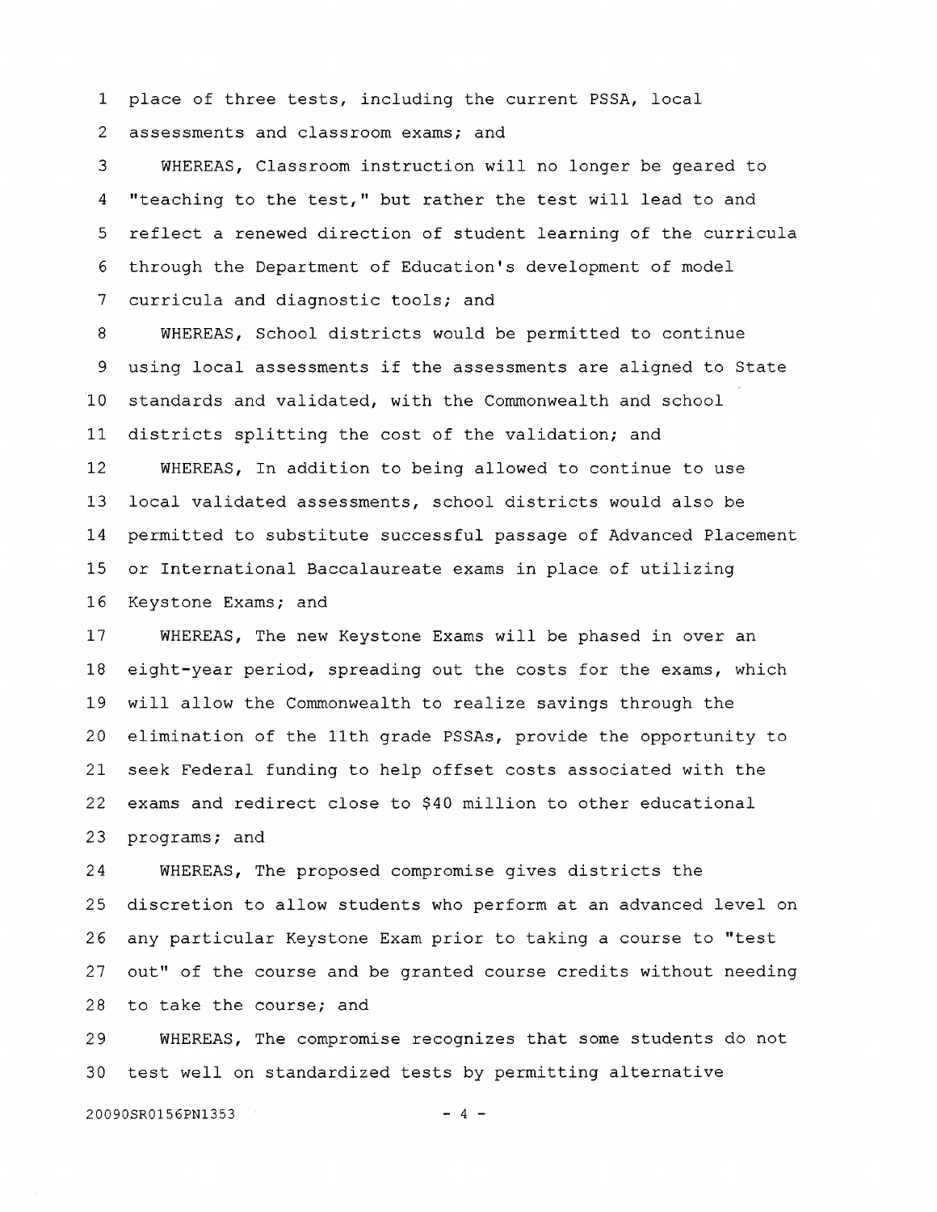place of three tests, including the current PSSA, local assessments and classroom exams; and

WHEREAS, Classroom instruction will no longer be geared to "teaching to the test," but rather the test will lead to and reflect a renewed direction of student learning of the curricula through the Department of Education's development of model curricula and diagnostic tools; and

WHEREAS, School districts would be permitted to continue using local assessments if the assessments are aligned to State standards and validated, with the Commonwealth and school districts splitting the cost of the validation; and

WHEREAS, In addition to being allowed to continue to use local validated assessments, school districts would also be permitted to substitute successful passage of Advanced Placement or International Baccalaureate exams in place of utilizing Keystone Exams; and

WHEREAS, The new Keystone Exams will be phased in over an eight-year period, spreading out the costs for the exams, which will allow the Commonwealth to realize savings through the elimination of the 11th grade PSSAs, provide the opportunity to seek Federal funding to help offset costs associated with the exams and redirect close to $40 million to other educational programs; and

WHEREAS, The proposed compromise gives districts the discretion to allow students who perform at an advanced level on any particular Keystone Exam prior to taking a course to "test out" of the course and be granted course credits without needing to take the course; and

WHEREAS, The compromise recognizes that some students do not test well on standardized tests by permitting alternative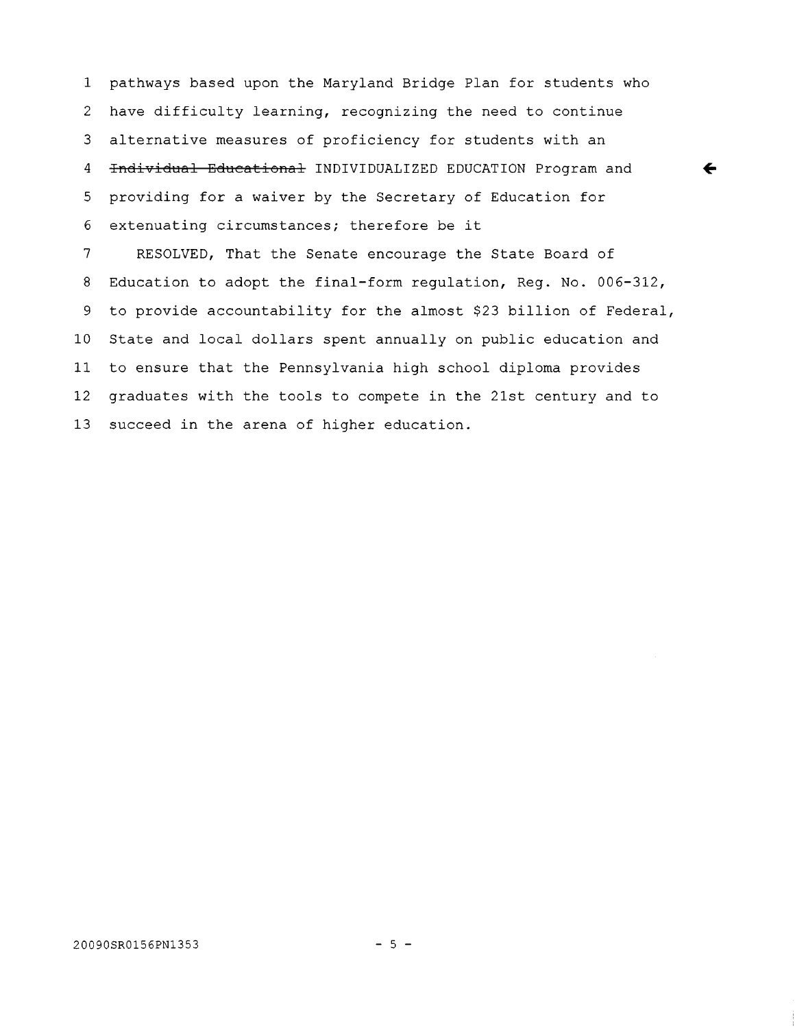pathways based upon the Maryland Bridge Plan for students who have difficulty learning, recognizing the need to continue alternative measures of proficiency for students with an ~~Individual Educational~~ INDIVIDUALIZED EDUCATION Program and providing for a waiver by the Secretary of Education for extenuating circumstances; therefore be it

RESOLVED, That the Senate encourage the State Board of Education to adopt the final-form regulation, Reg. No. 006-312, to provide accountability for the almost $23 billion of Federal, State and local dollars spent annually on public education and to ensure that the Pennsylvania high school diploma provides graduates with the tools to compete in the 21st century and to succeed in the arena of higher education.